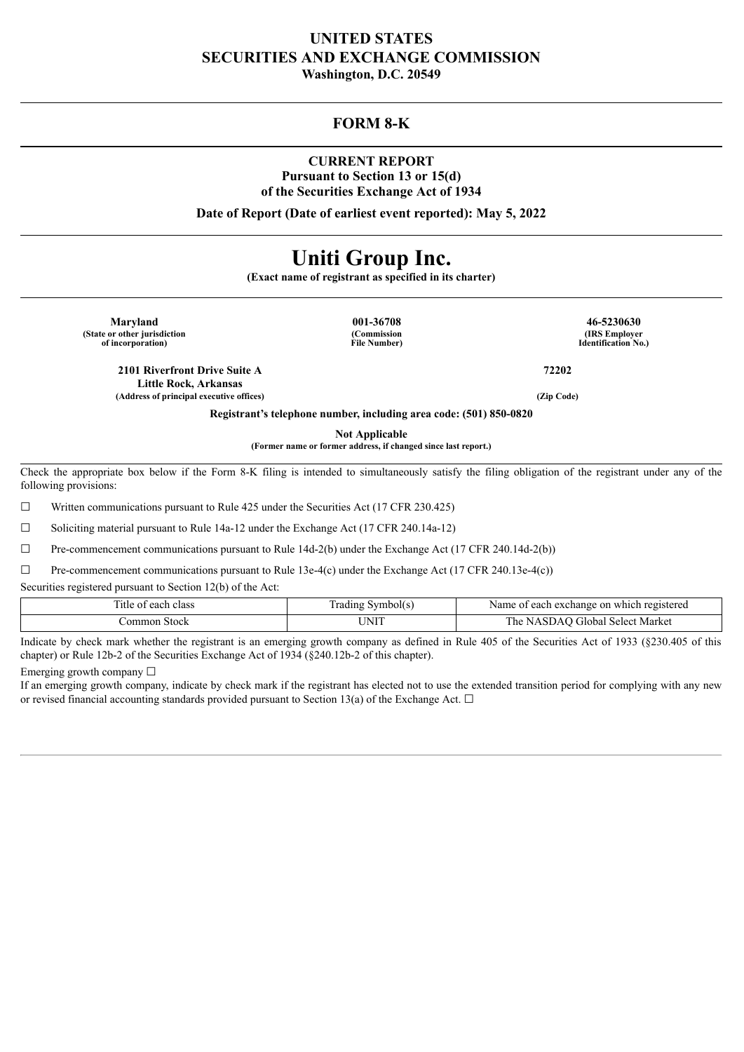# UNITED STATES
# SECURITIES AND EXCHANGE COMMISSION
**Washington, D.C. 20549**

---

## FORM 8-K

---

**CURRENT REPORT**
**Pursuant to Section 13 or 15(d)**
**of the Securities Exchange Act of 1934**

**Date of Report (Date of earliest event reported): May 5, 2022**

---

# Uniti Group Inc.

**(Exact name of registrant as specified in its charter)**

---

| **Maryland** | **001-36708** | **46-5230630** |
|---|---|---|
| **(State or other jurisdiction of incorporation)** | **(Commission File Number)** | **(IRS Employer Identification No.)** |

| **2101 Riverfront Drive Suite A Little Rock, Arkansas** | **72202** |
|---|---|
| **(Address of principal executive offices)** | **(Zip Code)** |

**Registrant's telephone number, including area code: (501) 850-0820**

**Not Applicable**
**(Former name or former address, if changed since last report.)**

---

Check the appropriate box below if the Form 8-K filing is intended to simultaneously satisfy the filing obligation of the registrant under any of the following provisions:

☐ Written communications pursuant to Rule 425 under the Securities Act (17 CFR 230.425)

☐ Soliciting material pursuant to Rule 14a-12 under the Exchange Act (17 CFR 240.14a-12)

☐ Pre-commencement communications pursuant to Rule 14d-2(b) under the Exchange Act (17 CFR 240.14d-2(b))

☐ Pre-commencement communications pursuant to Rule 13e-4(c) under the Exchange Act (17 CFR 240.13e-4(c))

Securities registered pursuant to Section 12(b) of the Act:

| Title of each class | Trading Symbol(s) | Name of each exchange on which registered |
|---|---|---|
| Common Stock | UNIT | The NASDAQ Global Select Market |

Indicate by check mark whether the registrant is an emerging growth company as defined in Rule 405 of the Securities Act of 1933 (§230.405 of this chapter) or Rule 12b-2 of the Securities Exchange Act of 1934 (§240.12b-2 of this chapter).

Emerging growth company ☐

If an emerging growth company, indicate by check mark if the registrant has elected not to use the extended transition period for complying with any new or revised financial accounting standards provided pursuant to Section 13(a) of the Exchange Act. ☐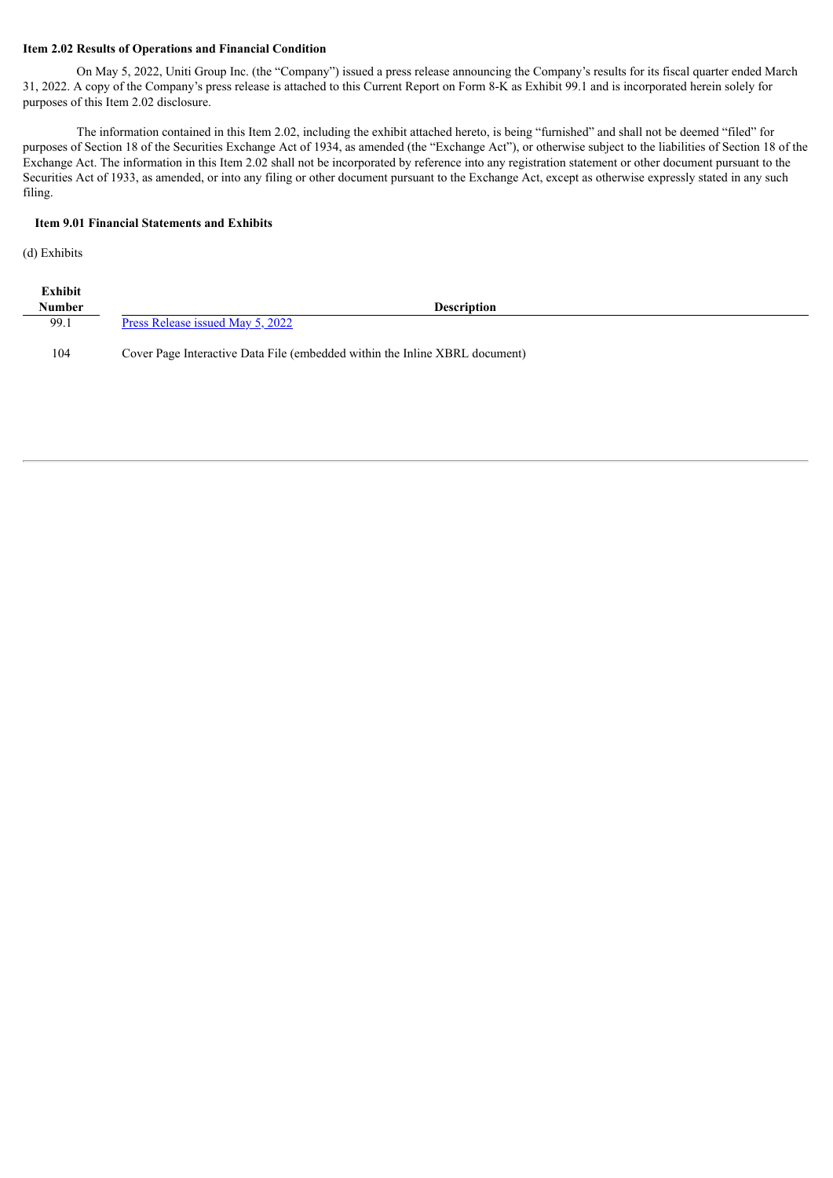**Item 2.02 Results of Operations and Financial Condition**

On May 5, 2022, Uniti Group Inc. (the "Company") issued a press release announcing the Company's results for its fiscal quarter ended March 31, 2022. A copy of the Company's press release is attached to this Current Report on Form 8-K as Exhibit 99.1 and is incorporated herein solely for purposes of this Item 2.02 disclosure.

The information contained in this Item 2.02, including the exhibit attached hereto, is being "furnished" and shall not be deemed "filed" for purposes of Section 18 of the Securities Exchange Act of 1934, as amended (the "Exchange Act"), or otherwise subject to the liabilities of Section 18 of the Exchange Act. The information in this Item 2.02 shall not be incorporated by reference into any registration statement or other document pursuant to the Securities Act of 1933, as amended, or into any filing or other document pursuant to the Exchange Act, except as otherwise expressly stated in any such filing.

**Item 9.01 Financial Statements and Exhibits**

(d) Exhibits

| Exhibit Number | Description |
|---|---|
| 99.1 | Press Release issued May 5, 2022 |
| 104 | Cover Page Interactive Data File (embedded within the Inline XBRL document) |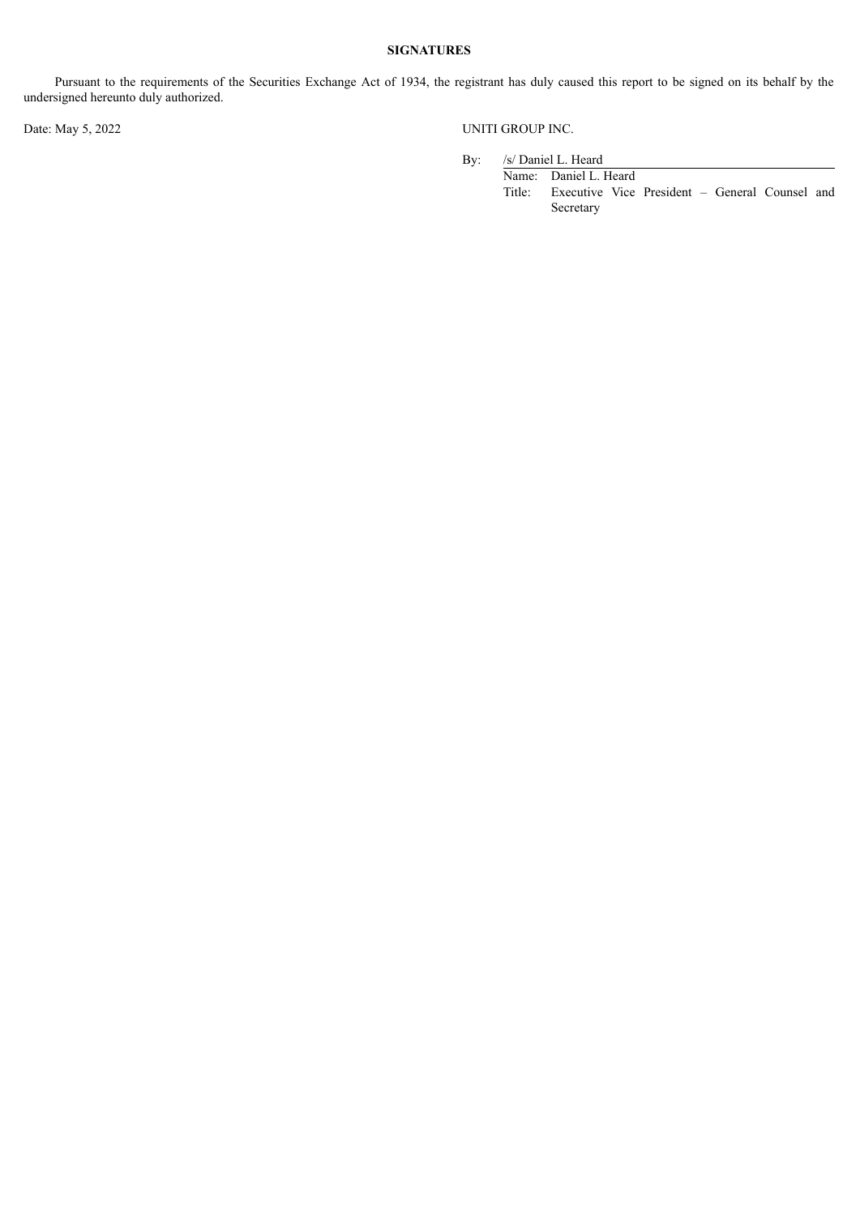**SIGNATURES**

Pursuant to the requirements of the Securities Exchange Act of 1934, the registrant has duly caused this report to be signed on its behalf by the undersigned hereunto duly authorized.

Date: May 5, 2022

UNITI GROUP INC.

By: /s/ Daniel L. Heard

Name: Daniel L. Heard

Title: Executive Vice President – General Counsel and Secretary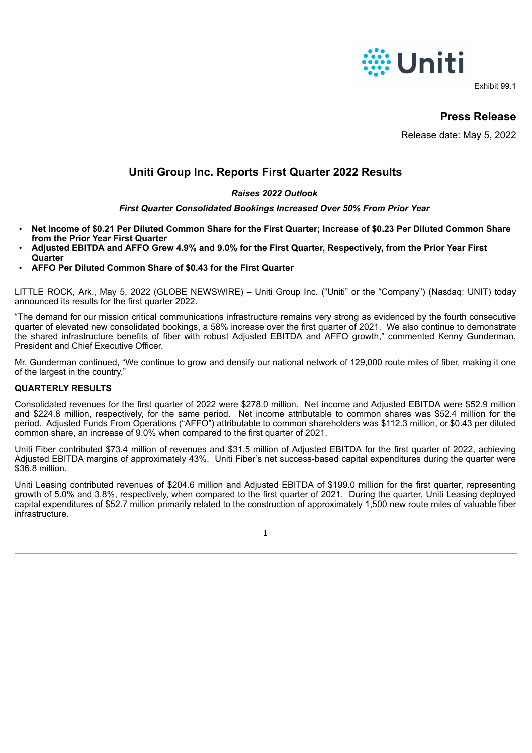Exhibit 99.1

## Press Release

Release date: May 5, 2022

# Uniti Group Inc. Reports First Quarter 2022 Results

***Raises 2022 Outlook***

***First Quarter Consolidated Bookings Increased Over 50% From Prior Year***

- **Net Income of $0.21 Per Diluted Common Share for the First Quarter; Increase of $0.23 Per Diluted Common Share from the Prior Year First Quarter**
- **Adjusted EBITDA and AFFO Grew 4.9% and 9.0% for the First Quarter, Respectively, from the Prior Year First Quarter**
- **AFFO Per Diluted Common Share of $0.43 for the First Quarter**

LITTLE ROCK, Ark., May 5, 2022 (GLOBE NEWSWIRE) – Uniti Group Inc. ("Uniti" or the "Company") (Nasdaq: UNIT) today announced its results for the first quarter 2022.

"The demand for our mission critical communications infrastructure remains very strong as evidenced by the fourth consecutive quarter of elevated new consolidated bookings, a 58% increase over the first quarter of 2021. We also continue to demonstrate the shared infrastructure benefits of fiber with robust Adjusted EBITDA and AFFO growth," commented Kenny Gunderman, President and Chief Executive Officer.

Mr. Gunderman continued, "We continue to grow and densify our national network of 129,000 route miles of fiber, making it one of the largest in the country."

**QUARTERLY RESULTS**

Consolidated revenues for the first quarter of 2022 were $278.0 million. Net income and Adjusted EBITDA were $52.9 million and $224.8 million, respectively, for the same period. Net income attributable to common shares was $52.4 million for the period. Adjusted Funds From Operations ("AFFO") attributable to common shareholders was $112.3 million, or $0.43 per diluted common share, an increase of 9.0% when compared to the first quarter of 2021.

Uniti Fiber contributed $73.4 million of revenues and $31.5 million of Adjusted EBITDA for the first quarter of 2022, achieving Adjusted EBITDA margins of approximately 43%. Uniti Fiber's net success-based capital expenditures during the quarter were $36.8 million.

Uniti Leasing contributed revenues of $204.6 million and Adjusted EBITDA of $199.0 million for the first quarter, representing growth of 5.0% and 3.8%, respectively, when compared to the first quarter of 2021. During the quarter, Uniti Leasing deployed capital expenditures of $52.7 million primarily related to the construction of approximately 1,500 new route miles of valuable fiber infrastructure.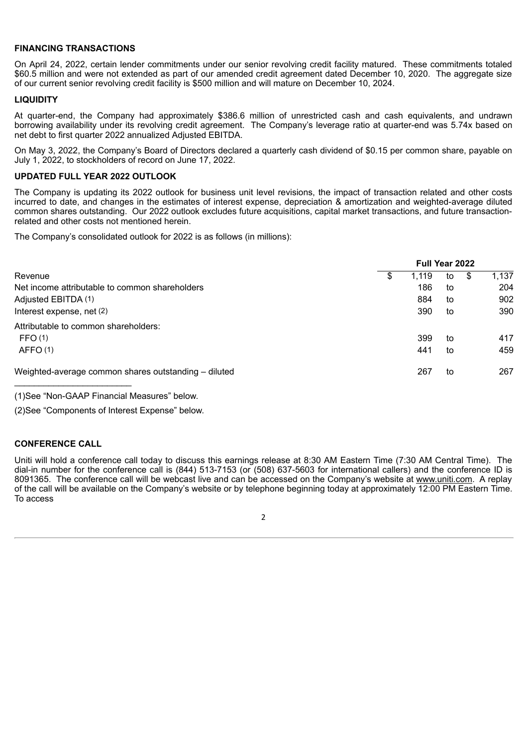**FINANCING TRANSACTIONS**

On April 24, 2022, certain lender commitments under our senior revolving credit facility matured. These commitments totaled $60.5 million and were not extended as part of our amended credit agreement dated December 10, 2020. The aggregate size of our current senior revolving credit facility is $500 million and will mature on December 10, 2024.

**LIQUIDITY**

At quarter-end, the Company had approximately $386.6 million of unrestricted cash and cash equivalents, and undrawn borrowing availability under its revolving credit agreement. The Company's leverage ratio at quarter-end was 5.74x based on net debt to first quarter 2022 annualized Adjusted EBITDA.

On May 3, 2022, the Company's Board of Directors declared a quarterly cash dividend of $0.15 per common share, payable on July 1, 2022, to stockholders of record on June 17, 2022.

**UPDATED FULL YEAR 2022 OUTLOOK**

The Company is updating its 2022 outlook for business unit level revisions, the impact of transaction related and other costs incurred to date, and changes in the estimates of interest expense, depreciation & amortization and weighted-average diluted common shares outstanding. Our 2022 outlook excludes future acquisitions, capital market transactions, and future transaction-related and other costs not mentioned herein.

The Company's consolidated outlook for 2022 is as follows (in millions):

| | Full Year 2022 | | |
|---|---|---|---|
| Revenue | $ 1,119 | to | $ 1,137 |
| Net income attributable to common shareholders | 186 | to | 204 |
| Adjusted EBITDA (1) | 884 | to | 902 |
| Interest expense, net (2) | 390 | to | 390 |
| Attributable to common shareholders: | | | |
| FFO (1) | 399 | to | 417 |
| AFFO (1) | 441 | to | 459 |
| Weighted-average common shares outstanding – diluted | 267 | to | 267 |

(1)See "Non-GAAP Financial Measures" below.

(2)See "Components of Interest Expense" below.

**CONFERENCE CALL**

Uniti will hold a conference call today to discuss this earnings release at 8:30 AM Eastern Time (7:30 AM Central Time). The dial-in number for the conference call is (844) 513-7153 (or (508) 637-5603 for international callers) and the conference ID is 8091365. The conference call will be webcast live and can be accessed on the Company's website at www.uniti.com. A replay of the call will be available on the Company's website or by telephone beginning today at approximately 12:00 PM Eastern Time. To access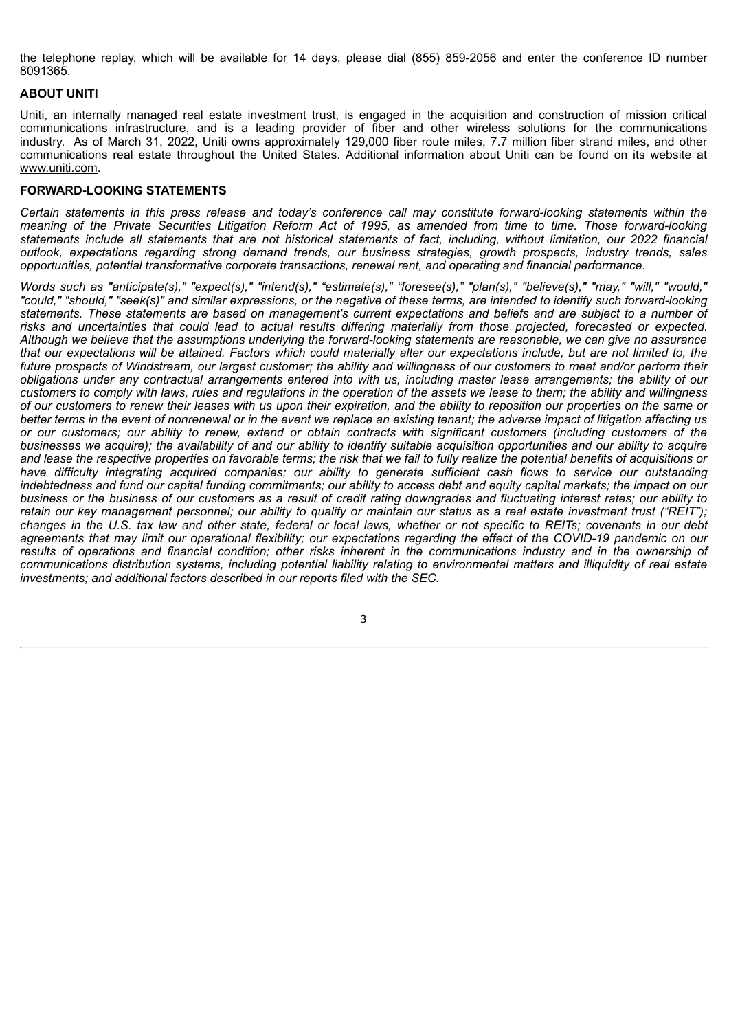the telephone replay, which will be available for 14 days, please dial (855) 859-2056 and enter the conference ID number 8091365.

**ABOUT UNITI**

Uniti, an internally managed real estate investment trust, is engaged in the acquisition and construction of mission critical communications infrastructure, and is a leading provider of fiber and other wireless solutions for the communications industry. As of March 31, 2022, Uniti owns approximately 129,000 fiber route miles, 7.7 million fiber strand miles, and other communications real estate throughout the United States. Additional information about Uniti can be found on its website at www.uniti.com.

**FORWARD-LOOKING STATEMENTS**

*Certain statements in this press release and today's conference call may constitute forward-looking statements within the meaning of the Private Securities Litigation Reform Act of 1995, as amended from time to time. Those forward-looking statements include all statements that are not historical statements of fact, including, without limitation, our 2022 financial outlook, expectations regarding strong demand trends, our business strategies, growth prospects, industry trends, sales opportunities, potential transformative corporate transactions, renewal rent, and operating and financial performance.*

*Words such as "anticipate(s)," "expect(s)," "intend(s)," "estimate(s)," "foresee(s)," "plan(s)," "believe(s)," "may," "will," "would," "could," "should," "seek(s)" and similar expressions, or the negative of these terms, are intended to identify such forward-looking statements. These statements are based on management's current expectations and beliefs and are subject to a number of risks and uncertainties that could lead to actual results differing materially from those projected, forecasted or expected. Although we believe that the assumptions underlying the forward-looking statements are reasonable, we can give no assurance that our expectations will be attained. Factors which could materially alter our expectations include, but are not limited to, the future prospects of Windstream, our largest customer; the ability and willingness of our customers to meet and/or perform their obligations under any contractual arrangements entered into with us, including master lease arrangements; the ability of our customers to comply with laws, rules and regulations in the operation of the assets we lease to them; the ability and willingness of our customers to renew their leases with us upon their expiration, and the ability to reposition our properties on the same or better terms in the event of nonrenewal or in the event we replace an existing tenant; the adverse impact of litigation affecting us or our customers; our ability to renew, extend or obtain contracts with significant customers (including customers of the businesses we acquire); the availability of and our ability to identify suitable acquisition opportunities and our ability to acquire and lease the respective properties on favorable terms; the risk that we fail to fully realize the potential benefits of acquisitions or have difficulty integrating acquired companies; our ability to generate sufficient cash flows to service our outstanding indebtedness and fund our capital funding commitments; our ability to access debt and equity capital markets; the impact on our business or the business of our customers as a result of credit rating downgrades and fluctuating interest rates; our ability to retain our key management personnel; our ability to qualify or maintain our status as a real estate investment trust ("REIT"); changes in the U.S. tax law and other state, federal or local laws, whether or not specific to REITs; covenants in our debt agreements that may limit our operational flexibility; our expectations regarding the effect of the COVID-19 pandemic on our results of operations and financial condition; other risks inherent in the communications industry and in the ownership of communications distribution systems, including potential liability relating to environmental matters and illiquidity of real estate investments; and additional factors described in our reports filed with the SEC.*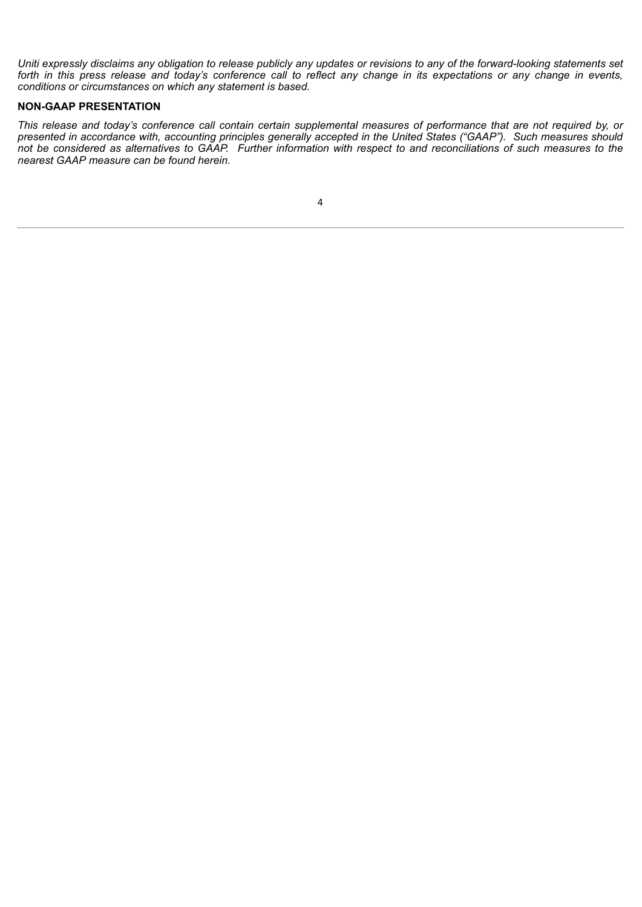*Uniti expressly disclaims any obligation to release publicly any updates or revisions to any of the forward-looking statements set forth in this press release and today's conference call to reflect any change in its expectations or any change in events, conditions or circumstances on which any statement is based.*

**NON-GAAP PRESENTATION**

*This release and today's conference call contain certain supplemental measures of performance that are not required by, or presented in accordance with, accounting principles generally accepted in the United States ("GAAP"). Such measures should not be considered as alternatives to GAAP. Further information with respect to and reconciliations of such measures to the nearest GAAP measure can be found herein.*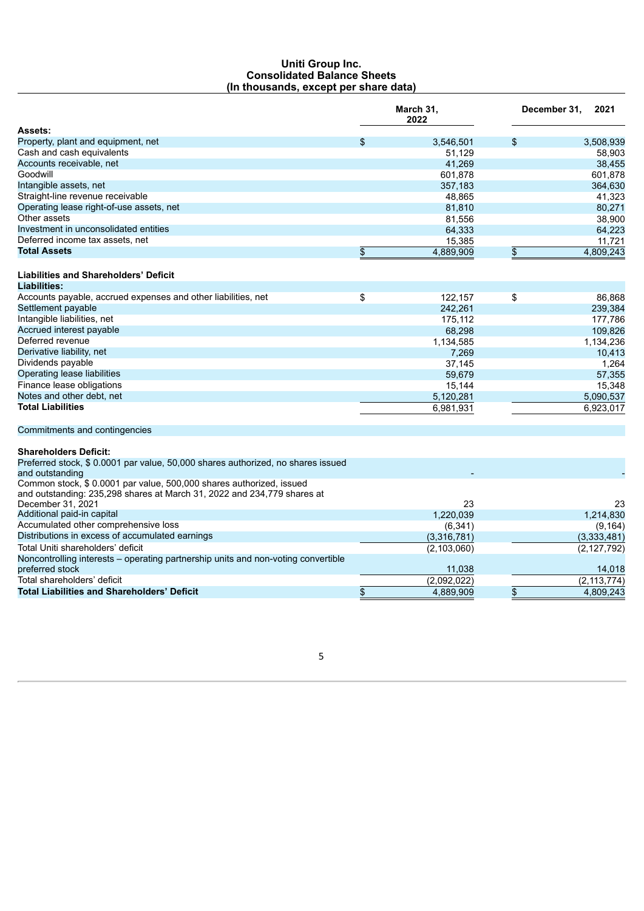**Uniti Group Inc.**
**Consolidated Balance Sheets**
**(In thousands, except per share data)**

| | March 31, 2022 | December 31, 2021 |
|---|---|---|
| **Assets:** | | |
| Property, plant and equipment, net | $ 3,546,501 | $ 3,508,939 |
| Cash and cash equivalents | 51,129 | 58,903 |
| Accounts receivable, net | 41,269 | 38,455 |
| Goodwill | 601,878 | 601,878 |
| Intangible assets, net | 357,183 | 364,630 |
| Straight-line revenue receivable | 48,865 | 41,323 |
| Operating lease right-of-use assets, net | 81,810 | 80,271 |
| Other assets | 81,556 | 38,900 |
| Investment in unconsolidated entities | 64,333 | 64,223 |
| Deferred income tax assets, net | 15,385 | 11,721 |
| **Total Assets** | $ 4,889,909 | $ 4,809,243 |
| | | |
| **Liabilities and Shareholders' Deficit** | | |
| **Liabilities:** | | |
| Accounts payable, accrued expenses and other liabilities, net | $ 122,157 | $ 86,868 |
| Settlement payable | 242,261 | 239,384 |
| Intangible liabilities, net | 175,112 | 177,786 |
| Accrued interest payable | 68,298 | 109,826 |
| Deferred revenue | 1,134,585 | 1,134,236 |
| Derivative liability, net | 7,269 | 10,413 |
| Dividends payable | 37,145 | 1,264 |
| Operating lease liabilities | 59,679 | 57,355 |
| Finance lease obligations | 15,144 | 15,348 |
| Notes and other debt, net | 5,120,281 | 5,090,537 |
| **Total Liabilities** | 6,981,931 | 6,923,017 |
| | | |
| Commitments and contingencies | | |
| | | |
| **Shareholders Deficit:** | | |
| Preferred stock, $ 0.0001 par value, 50,000 shares authorized, no shares issued and outstanding | - | - |
| Common stock, $ 0.0001 par value, 500,000 shares authorized, issued and outstanding: 235,298 shares at March 31, 2022 and 234,779 shares at December 31, 2021 | 23 | 23 |
| Additional paid-in capital | 1,220,039 | 1,214,830 |
| Accumulated other comprehensive loss | (6,341) | (9,164) |
| Distributions in excess of accumulated earnings | (3,316,781) | (3,333,481) |
| Total Uniti shareholders' deficit | (2,103,060) | (2,127,792) |
| Noncontrolling interests – operating partnership units and non-voting convertible preferred stock | 11,038 | 14,018 |
| Total shareholders' deficit | (2,092,022) | (2,113,774) |
| **Total Liabilities and Shareholders' Deficit** | $ 4,889,909 | $ 4,809,243 |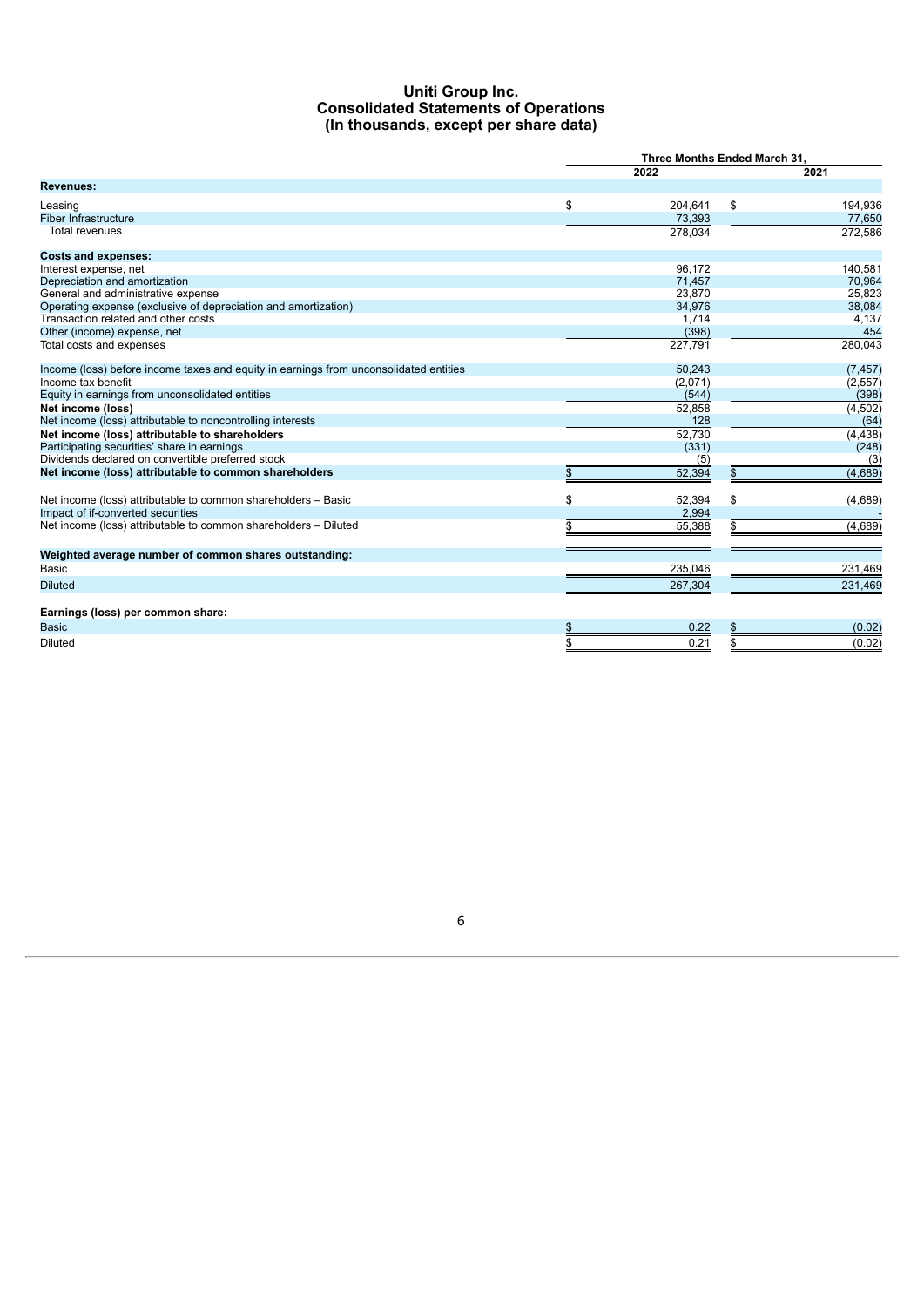# Uniti Group Inc.
## Consolidated Statements of Operations
## (In thousands, except per share data)

| | Three Months Ended March 31, | |
|---|---|---|
| | 2022 | 2021 |
| **Revenues:** | | |
| Leasing | $ 204,641 | $ 194,936 |
| Fiber Infrastructure | 73,393 | 77,650 |
| Total revenues | 278,034 | 272,586 |
| **Costs and expenses:** | | |
| Interest expense, net | 96,172 | 140,581 |
| Depreciation and amortization | 71,457 | 70,964 |
| General and administrative expense | 23,870 | 25,823 |
| Operating expense (exclusive of depreciation and amortization) | 34,976 | 38,084 |
| Transaction related and other costs | 1,714 | 4,137 |
| Other (income) expense, net | (398) | 454 |
| Total costs and expenses | 227,791 | 280,043 |
| Income (loss) before income taxes and equity in earnings from unconsolidated entities | 50,243 | (7,457) |
| Income tax benefit | (2,071) | (2,557) |
| Equity in earnings from unconsolidated entities | (544) | (398) |
| **Net income (loss)** | 52,858 | (4,502) |
| Net income (loss) attributable to noncontrolling interests | 128 | (64) |
| **Net income (loss) attributable to shareholders** | 52,730 | (4,438) |
| Participating securities' share in earnings | (331) | (248) |
| Dividends declared on convertible preferred stock | (5) | (3) |
| **Net income (loss) attributable to common shareholders** | $ 52,394 | $ (4,689) |
| Net income (loss) attributable to common shareholders – Basic | $ 52,394 | $ (4,689) |
| Impact of if-converted securities | 2,994 | - |
| Net income (loss) attributable to common shareholders – Diluted | $ 55,388 | $ (4,689) |
| **Weighted average number of common shares outstanding:** | | |
| Basic | 235,046 | 231,469 |
| Diluted | 267,304 | 231,469 |
| **Earnings (loss) per common share:** | | |
| Basic | $ 0.22 | $ (0.02) |
| Diluted | $ 0.21 | $ (0.02) |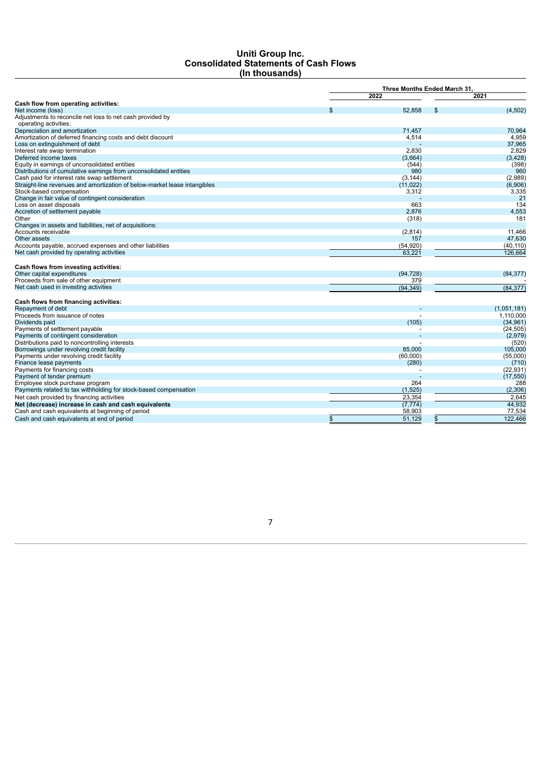# Uniti Group Inc.
## Consolidated Statements of Cash Flows
### (In thousands)

| | Three Months Ended March 31, | |
|---|---|---|
| | 2022 | 2021 |
| **Cash flow from operating activities:** | | |
| Net income (loss) | $ 52,858 | $ (4,502) |
| Adjustments to reconcile net loss to net cash provided by operating activities: | | |
| Depreciation and amortization | 71,457 | 70,964 |
| Amortization of deferred financing costs and debt discount | 4,514 | 4,959 |
| Loss on extinguishment of debt | - | 37,965 |
| Interest rate swap termination | 2,830 | 2,829 |
| Deferred income taxes | (3,664) | (3,428) |
| Equity in earnings of unconsolidated entities | (544) | (398) |
| Distributions of cumulative earnings from unconsolidated entities | 980 | 960 |
| Cash paid for interest rate swap settlement | (3,144) | (2,989) |
| Straight-line revenues and amortization of below-market lease intangibles | (11,022) | (6,906) |
| Stock-based compensation | 3,312 | 3,335 |
| Change in fair value of contingent consideration | - | 21 |
| Loss on asset disposals | 663 | 134 |
| Accretion of settlement payable | 2,876 | 4,553 |
| Other | (318) | 181 |
| Changes in assets and liabilities, net of acquisitions: | | |
| Accounts receivable | (2,814) | 11,466 |
| Other assets | 157 | 47,630 |
| Accounts payable, accrued expenses and other liabilities | (54,920) | (40,110) |
| Net cash provided by operating activities | 63,221 | 126,664 |
| **Cash flows from investing activities:** | | |
| Other capital expenditures | (94,728) | (84,377) |
| Proceeds from sale of other equipment | 379 | - |
| Net cash used in investing activities | (94,349) | (84,377) |
| **Cash flows from financing activities:** | | |
| Repayment of debt | - | (1,051,181) |
| Proceeds from issuance of notes | - | 1,110,000 |
| Dividends paid | (105) | (34,961) |
| Payments of settlement payable | - | (24,505) |
| Payments of contingent consideration | - | (2,979) |
| Distributions paid to noncontrolling interests | - | (520) |
| Borrowings under revolving credit facility | 85,000 | 105,000 |
| Payments under revolving credit facility | (60,000) | (55,000) |
| Finance lease payments | (280) | (710) |
| Payments for financing costs | - | (22,931) |
| Payment of tender premium | - | (17,550) |
| Employee stock purchase program | 264 | 288 |
| Payments related to tax withholding for stock-based compensation | (1,525) | (2,306) |
| Net cash provided by financing activities | 23,354 | 2,645 |
| **Net (decrease) increase in cash and cash equivalents** | (7,774) | 44,932 |
| Cash and cash equivalents at beginning of period | 58,903 | 77,534 |
| Cash and cash equivalents at end of period | $ 51,129 | $ 122,466 |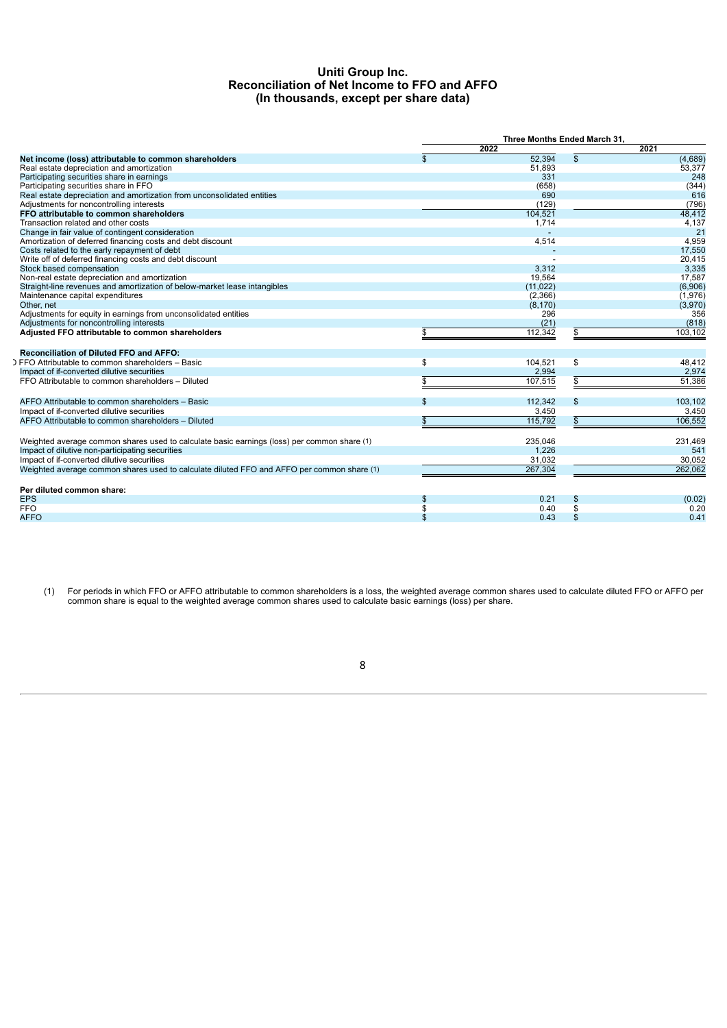# Uniti Group Inc.
## Reconciliation of Net Income to FFO and AFFO
### (In thousands, except per share data)

| | Three Months Ended March 31, | |
|---|---|---|
| | 2022 | 2021 |
| **Net income (loss) attributable to common shareholders** | $ 52,394 | $ (4,689) |
| Real estate depreciation and amortization | 51,893 | 53,377 |
| Participating securities share in earnings | 331 | 248 |
| Participating securities share in FFO | (658) | (344) |
| Real estate depreciation and amortization from unconsolidated entities | 690 | 616 |
| Adjustments for noncontrolling interests | (129) | (796) |
| **FFO attributable to common shareholders** | 104,521 | 48,412 |
| Transaction related and other costs | 1,714 | 4,137 |
| Change in fair value of contingent consideration | - | 21 |
| Amortization of deferred financing costs and debt discount | 4,514 | 4,959 |
| Costs related to the early repayment of debt | - | 17,550 |
| Write off of deferred financing costs and debt discount | - | 20,415 |
| Stock based compensation | 3,312 | 3,335 |
| Non-real estate depreciation and amortization | 19,564 | 17,587 |
| Straight-line revenues and amortization of below-market lease intangibles | (11,022) | (6,906) |
| Maintenance capital expenditures | (2,366) | (1,976) |
| Other, net | (8,170) | (3,970) |
| Adjustments for equity in earnings from unconsolidated entities | 296 | 356 |
| Adjustments for noncontrolling interests | (21) | (818) |
| **Adjusted FFO attributable to common shareholders** | $ 112,342 | $ 103,102 |
| | | |
| **Reconciliation of Diluted FFO and AFFO:** | | |
| FFO Attributable to common shareholders – Basic | $ 104,521 | $ 48,412 |
| Impact of if-converted dilutive securities | 2,994 | 2,974 |
| FFO Attributable to common shareholders – Diluted | $ 107,515 | $ 51,386 |
| | | |
| AFFO Attributable to common shareholders – Basic | $ 112,342 | $ 103,102 |
| Impact of if-converted dilutive securities | 3,450 | 3,450 |
| AFFO Attributable to common shareholders – Diluted | $ 115,792 | $ 106,552 |
| | | |
| Weighted average common shares used to calculate basic earnings (loss) per common share (1) | 235,046 | 231,469 |
| Impact of dilutive non-participating securities | 1,226 | 541 |
| Impact of if-converted dilutive securities | 31,032 | 30,052 |
| Weighted average common shares used to calculate diluted FFO and AFFO per common share (1) | 267,304 | 262,062 |
| | | |
| **Per diluted common share:** | | |
| EPS | $ 0.21 | $ (0.02) |
| FFO | $ 0.40 | $ 0.20 |
| AFFO | $ 0.43 | $ 0.41 |

(1) For periods in which FFO or AFFO attributable to common shareholders is a loss, the weighted average common shares used to calculate diluted FFO or AFFO per common share is equal to the weighted average common shares used to calculate basic earnings (loss) per share.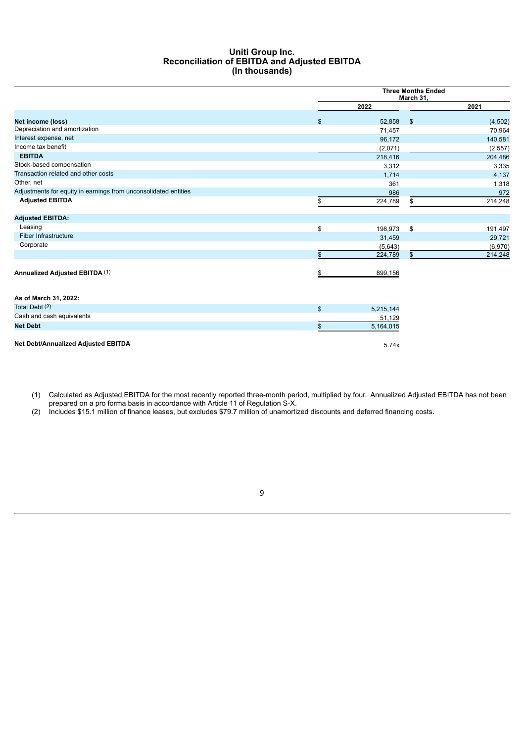# Uniti Group Inc.
## Reconciliation of EBITDA and Adjusted EBITDA
### (In thousands)

| | Three Months Ended March 31, | |
|---|---|---|
| | 2022 | 2021 |
| **Net income (loss)** | $ 52,858 | $ (4,502) |
| Depreciation and amortization | 71,457 | 70,964 |
| Interest expense, net | 96,172 | 140,581 |
| Income tax benefit | (2,071) | (2,557) |
| **EBITDA** | 218,416 | 204,486 |
| Stock-based compensation | 3,312 | 3,335 |
| Transaction related and other costs | 1,714 | 4,137 |
| Other, net | 361 | 1,318 |
| Adjustments for equity in earnings from unconsolidated entities | 986 | 972 |
| **Adjusted EBITDA** | $ 224,789 | $ 214,248 |
| | | |
| **Adjusted EBITDA:** | | |
| Leasing | $ 198,973 | $ 191,497 |
| Fiber Infrastructure | 31,459 | 29,721 |
| Corporate | (5,643) | (6,970) |
| | $ 224,789 | $ 214,248 |
| | | |
| **Annualized Adjusted EBITDA** (1) | $ 899,156 | |
| | | |
| **As of March 31, 2022:** | | |
| Total Debt (2) | $ 5,215,144 | |
| Cash and cash equivalents | 51,129 | |
| **Net Debt** | $ 5,164,015 | |
| | | |
| **Net Debt/Annualized Adjusted EBITDA** | 5.74x | |

(1) Calculated as Adjusted EBITDA for the most recently reported three-month period, multiplied by four. Annualized Adjusted EBITDA has not been prepared on a pro forma basis in accordance with Article 11 of Regulation S-X.

(2) Includes $15.1 million of finance leases, but excludes $79.7 million of unamortized discounts and deferred financing costs.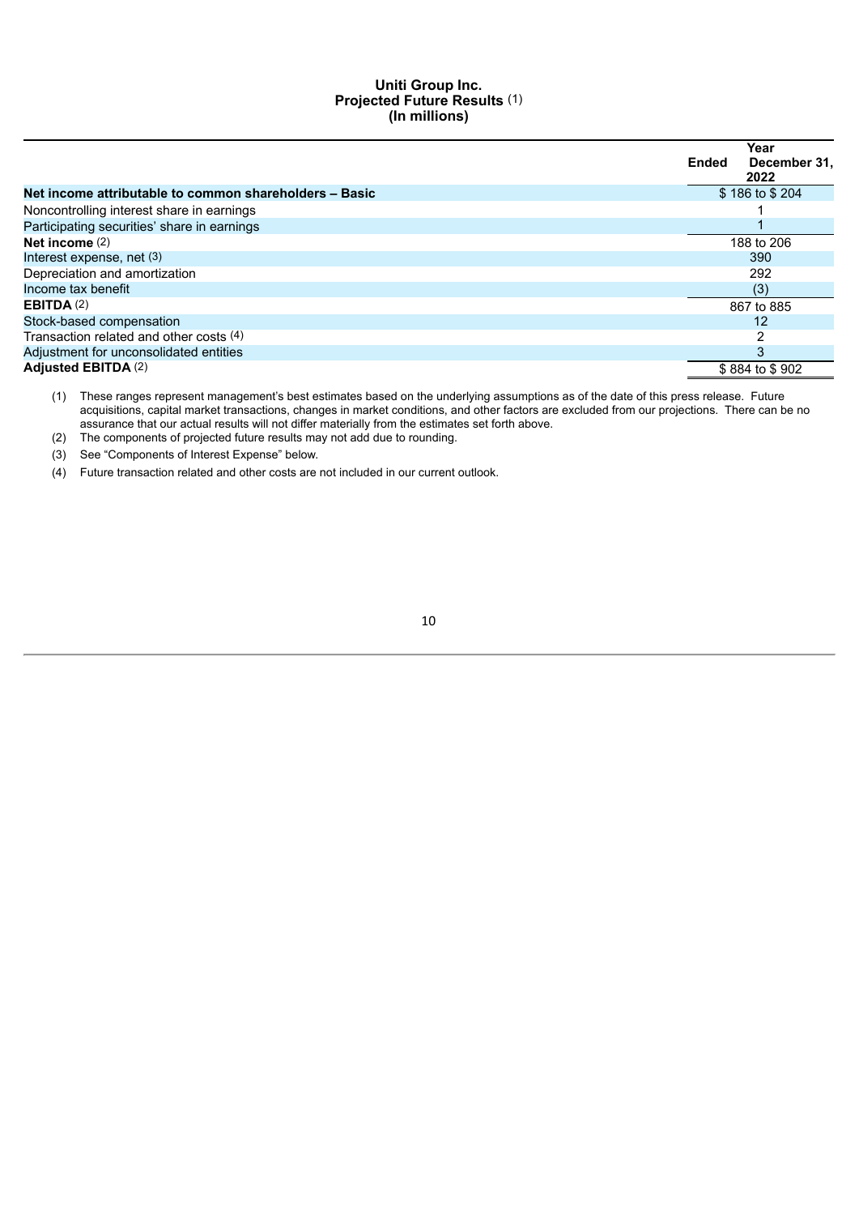# Uniti Group Inc.
## Projected Future Results (1)
### (In millions)

| | Year Ended December 31, 2022 |
|---|---|
| **Net income attributable to common shareholders – Basic** | $ 186 to $ 204 |
| Noncontrolling interest share in earnings | 1 |
| Participating securities' share in earnings | 1 |
| **Net income** (2) | 188 to 206 |
| Interest expense, net (3) | 390 |
| Depreciation and amortization | 292 |
| Income tax benefit | (3) |
| **EBITDA** (2) | 867 to 885 |
| Stock-based compensation | 12 |
| Transaction related and other costs (4) | 2 |
| Adjustment for unconsolidated entities | 3 |
| **Adjusted EBITDA** (2) | $ 884 to $ 902 |

(1) These ranges represent management's best estimates based on the underlying assumptions as of the date of this press release. Future acquisitions, capital market transactions, changes in market conditions, and other factors are excluded from our projections. There can be no assurance that our actual results will not differ materially from the estimates set forth above.

(2) The components of projected future results may not add due to rounding.

(3) See "Components of Interest Expense" below.

(4) Future transaction related and other costs are not included in our current outlook.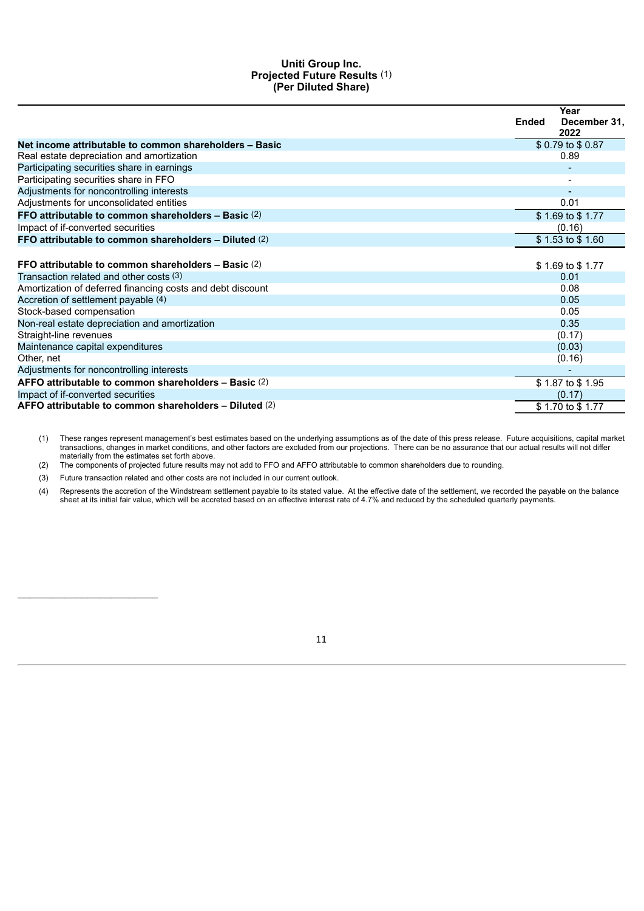**Uniti Group Inc.**
**Projected Future Results** (1)
**(Per Diluted Share)**

| | Year Ended December 31, 2022 |
|---|---|
| **Net income attributable to common shareholders – Basic** | $ 0.79 to $ 0.87 |
| Real estate depreciation and amortization | 0.89 |
| Participating securities share in earnings | - |
| Participating securities share in FFO | - |
| Adjustments for noncontrolling interests | - |
| Adjustments for unconsolidated entities | 0.01 |
| **FFO attributable to common shareholders – Basic** (2) | $ 1.69 to $ 1.77 |
| Impact of if-converted securities | (0.16) |
| **FFO attributable to common shareholders – Diluted** (2) | $ 1.53 to $ 1.60 |
| | |
| **FFO attributable to common shareholders – Basic** (2) | $ 1.69 to $ 1.77 |
| Transaction related and other costs (3) | 0.01 |
| Amortization of deferred financing costs and debt discount | 0.08 |
| Accretion of settlement payable (4) | 0.05 |
| Stock-based compensation | 0.05 |
| Non-real estate depreciation and amortization | 0.35 |
| Straight-line revenues | (0.17) |
| Maintenance capital expenditures | (0.03) |
| Other, net | (0.16) |
| Adjustments for noncontrolling interests | - |
| **AFFO attributable to common shareholders – Basic** (2) | $ 1.87 to $ 1.95 |
| Impact of if-converted securities | (0.17) |
| **AFFO attributable to common shareholders – Diluted** (2) | $ 1.70 to $ 1.77 |

(1) These ranges represent management's best estimates based on the underlying assumptions as of the date of this press release. Future acquisitions, capital market transactions, changes in market conditions, and other factors are excluded from our projections. There can be no assurance that our actual results will not differ materially from the estimates set forth above.

(2) The components of projected future results may not add to FFO and AFFO attributable to common shareholders due to rounding.

(3) Future transaction related and other costs are not included in our current outlook.

(4) Represents the accretion of the Windstream settlement payable to its stated value. At the effective date of the settlement, we recorded the payable on the balance sheet at its initial fair value, which will be accreted based on an effective interest rate of 4.7% and reduced by the scheduled quarterly payments.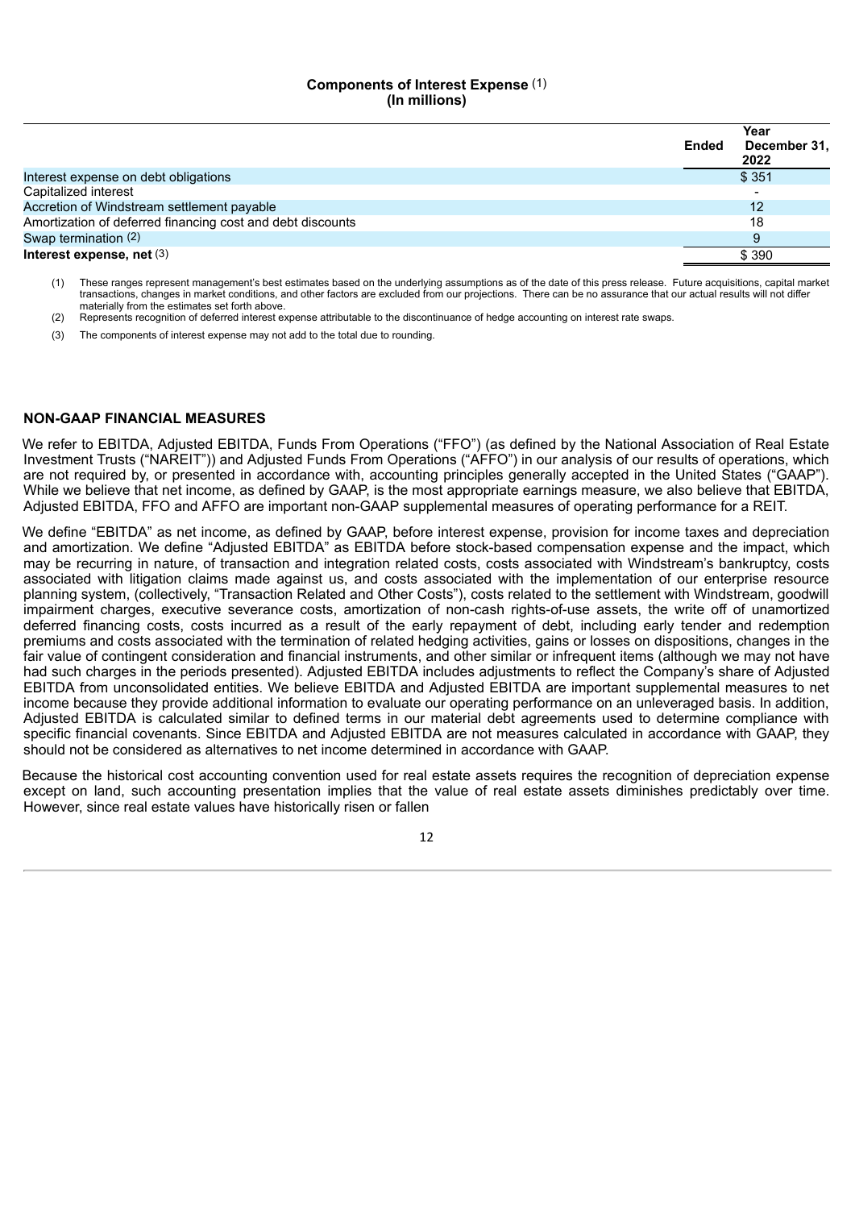**Components of Interest Expense** (1)
**(In millions)**

| | Year Ended December 31, 2022 |
|---|---|
| Interest expense on debt obligations | $ 351 |
| Capitalized interest | - |
| Accretion of Windstream settlement payable | 12 |
| Amortization of deferred financing cost and debt discounts | 18 |
| Swap termination (2) | 9 |
| **Interest expense, net** (3) | $ 390 |

(1) These ranges represent management's best estimates based on the underlying assumptions as of the date of this press release. Future acquisitions, capital market transactions, changes in market conditions, and other factors are excluded from our projections. There can be no assurance that our actual results will not differ materially from the estimates set forth above.

(2) Represents recognition of deferred interest expense attributable to the discontinuance of hedge accounting on interest rate swaps.

(3) The components of interest expense may not add to the total due to rounding.

## NON-GAAP FINANCIAL MEASURES

We refer to EBITDA, Adjusted EBITDA, Funds From Operations ("FFO") (as defined by the National Association of Real Estate Investment Trusts ("NAREIT")) and Adjusted Funds From Operations ("AFFO") in our analysis of our results of operations, which are not required by, or presented in accordance with, accounting principles generally accepted in the United States ("GAAP"). While we believe that net income, as defined by GAAP, is the most appropriate earnings measure, we also believe that EBITDA, Adjusted EBITDA, FFO and AFFO are important non-GAAP supplemental measures of operating performance for a REIT.

We define "EBITDA" as net income, as defined by GAAP, before interest expense, provision for income taxes and depreciation and amortization. We define "Adjusted EBITDA" as EBITDA before stock-based compensation expense and the impact, which may be recurring in nature, of transaction and integration related costs, costs associated with Windstream's bankruptcy, costs associated with litigation claims made against us, and costs associated with the implementation of our enterprise resource planning system, (collectively, "Transaction Related and Other Costs"), costs related to the settlement with Windstream, goodwill impairment charges, executive severance costs, amortization of non-cash rights-of-use assets, the write off of unamortized deferred financing costs, costs incurred as a result of the early repayment of debt, including early tender and redemption premiums and costs associated with the termination of related hedging activities, gains or losses on dispositions, changes in the fair value of contingent consideration and financial instruments, and other similar or infrequent items (although we may not have had such charges in the periods presented). Adjusted EBITDA includes adjustments to reflect the Company's share of Adjusted EBITDA from unconsolidated entities. We believe EBITDA and Adjusted EBITDA are important supplemental measures to net income because they provide additional information to evaluate our operating performance on an unleveraged basis. In addition, Adjusted EBITDA is calculated similar to defined terms in our material debt agreements used to determine compliance with specific financial covenants. Since EBITDA and Adjusted EBITDA are not measures calculated in accordance with GAAP, they should not be considered as alternatives to net income determined in accordance with GAAP.

Because the historical cost accounting convention used for real estate assets requires the recognition of depreciation expense except on land, such accounting presentation implies that the value of real estate assets diminishes predictably over time. However, since real estate values have historically risen or fallen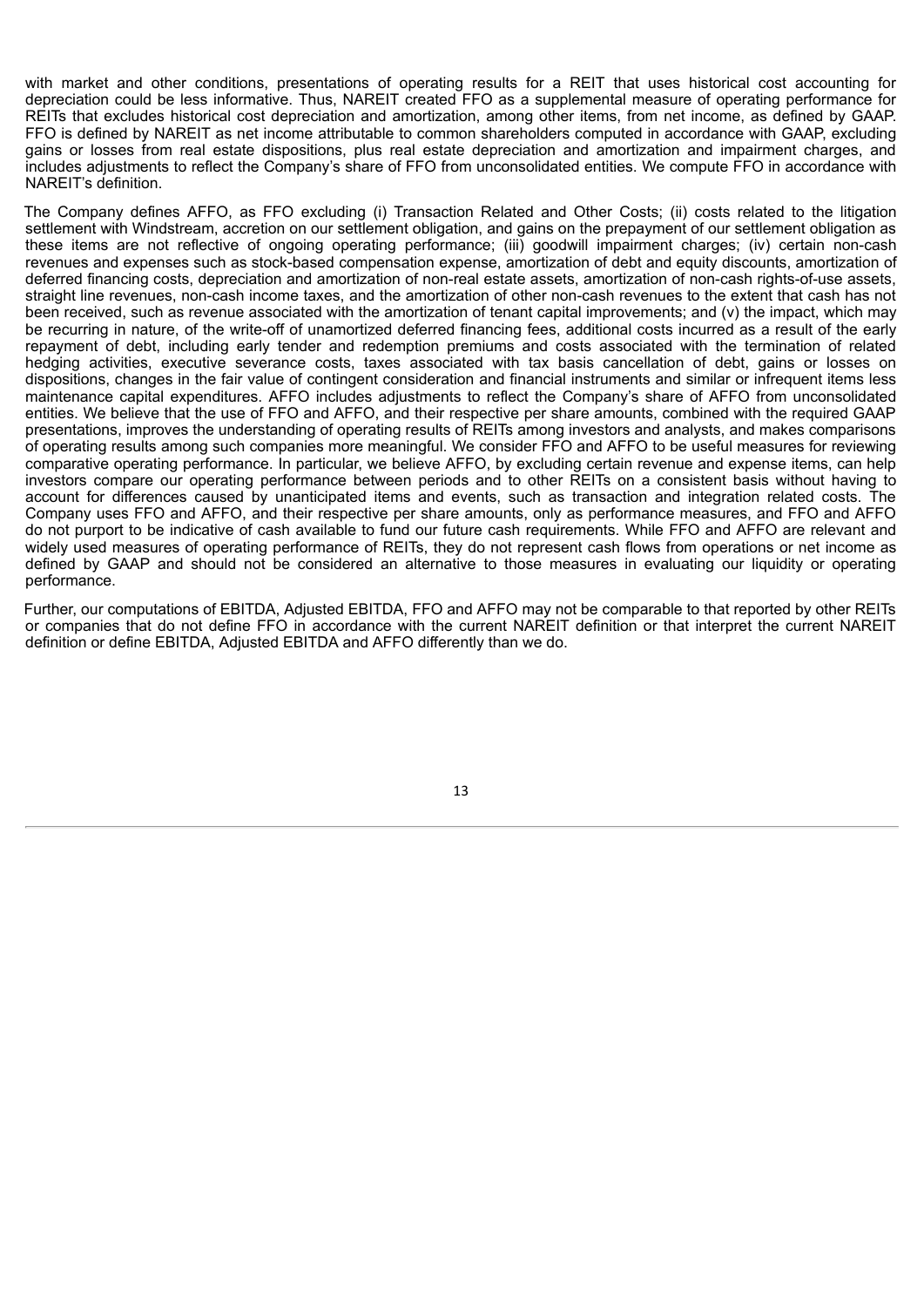with market and other conditions, presentations of operating results for a REIT that uses historical cost accounting for depreciation could be less informative. Thus, NAREIT created FFO as a supplemental measure of operating performance for REITs that excludes historical cost depreciation and amortization, among other items, from net income, as defined by GAAP. FFO is defined by NAREIT as net income attributable to common shareholders computed in accordance with GAAP, excluding gains or losses from real estate dispositions, plus real estate depreciation and amortization and impairment charges, and includes adjustments to reflect the Company's share of FFO from unconsolidated entities. We compute FFO in accordance with NAREIT's definition.

The Company defines AFFO, as FFO excluding (i) Transaction Related and Other Costs; (ii) costs related to the litigation settlement with Windstream, accretion on our settlement obligation, and gains on the prepayment of our settlement obligation as these items are not reflective of ongoing operating performance; (iii) goodwill impairment charges; (iv) certain non-cash revenues and expenses such as stock-based compensation expense, amortization of debt and equity discounts, amortization of deferred financing costs, depreciation and amortization of non-real estate assets, amortization of non-cash rights-of-use assets, straight line revenues, non-cash income taxes, and the amortization of other non-cash revenues to the extent that cash has not been received, such as revenue associated with the amortization of tenant capital improvements; and (v) the impact, which may be recurring in nature, of the write-off of unamortized deferred financing fees, additional costs incurred as a result of the early repayment of debt, including early tender and redemption premiums and costs associated with the termination of related hedging activities, executive severance costs, taxes associated with tax basis cancellation of debt, gains or losses on dispositions, changes in the fair value of contingent consideration and financial instruments and similar or infrequent items less maintenance capital expenditures. AFFO includes adjustments to reflect the Company's share of AFFO from unconsolidated entities. We believe that the use of FFO and AFFO, and their respective per share amounts, combined with the required GAAP presentations, improves the understanding of operating results of REITs among investors and analysts, and makes comparisons of operating results among such companies more meaningful. We consider FFO and AFFO to be useful measures for reviewing comparative operating performance. In particular, we believe AFFO, by excluding certain revenue and expense items, can help investors compare our operating performance between periods and to other REITs on a consistent basis without having to account for differences caused by unanticipated items and events, such as transaction and integration related costs. The Company uses FFO and AFFO, and their respective per share amounts, only as performance measures, and FFO and AFFO do not purport to be indicative of cash available to fund our future cash requirements. While FFO and AFFO are relevant and widely used measures of operating performance of REITs, they do not represent cash flows from operations or net income as defined by GAAP and should not be considered an alternative to those measures in evaluating our liquidity or operating performance.

Further, our computations of EBITDA, Adjusted EBITDA, FFO and AFFO may not be comparable to that reported by other REITs or companies that do not define FFO in accordance with the current NAREIT definition or that interpret the current NAREIT definition or define EBITDA, Adjusted EBITDA and AFFO differently than we do.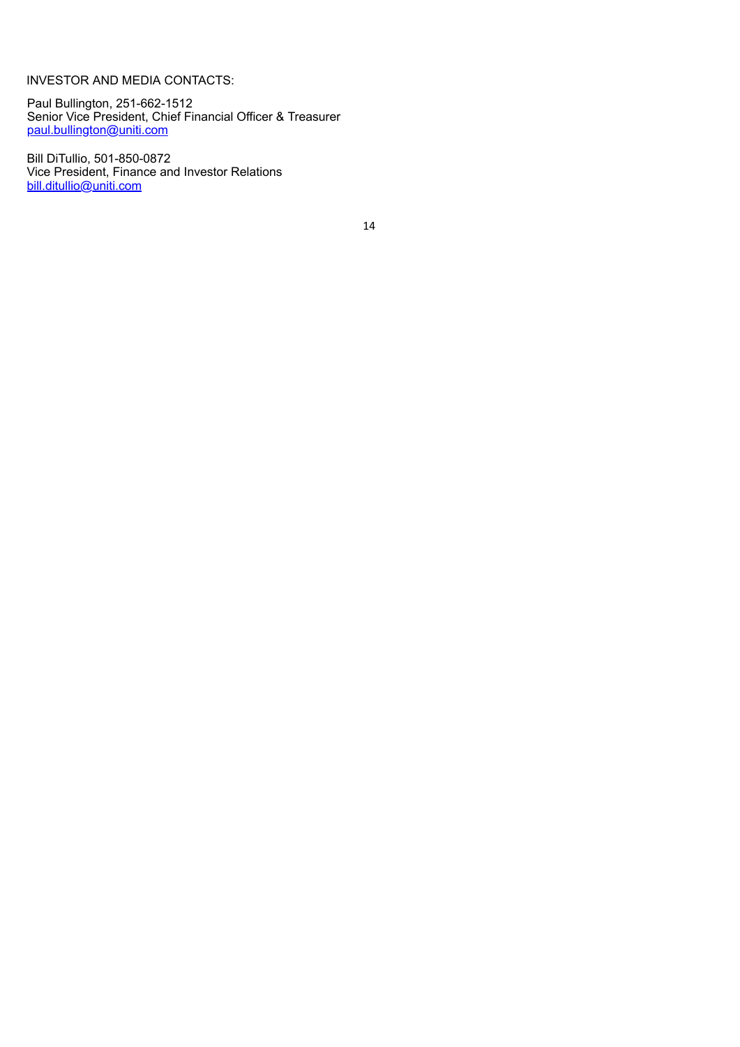INVESTOR AND MEDIA CONTACTS:

Paul Bullington, 251-662-1512
Senior Vice President, Chief Financial Officer & Treasurer
paul.bullington@uniti.com

Bill DiTullio, 501-850-0872
Vice President, Finance and Investor Relations
bill.ditullio@uniti.com